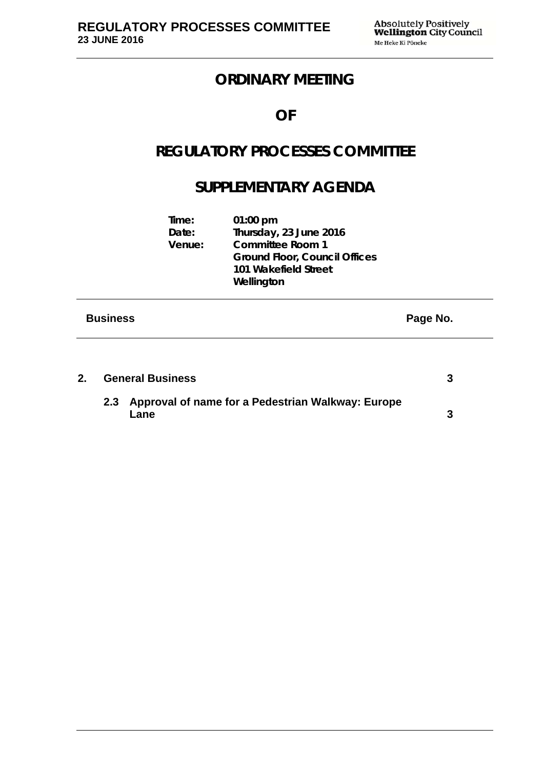# ORDINARY MEETING

# OF

# REGULATORY PROCESSES COMMITTEE

# SUPPLEMENTARY AGENDA

**Time:** 01:00 pm
**Date:** Thursday, 23 June 2016
**Venue:** Committee Room 1
Ground Floor, Council Offices
101 Wakefield Street
Wellington

| Business | Page No. |
|---|---|
| **2. General Business** | **3** |
| **2.3 Approval of name for a Pedestrian Walkway: Europe Lane** | **3** |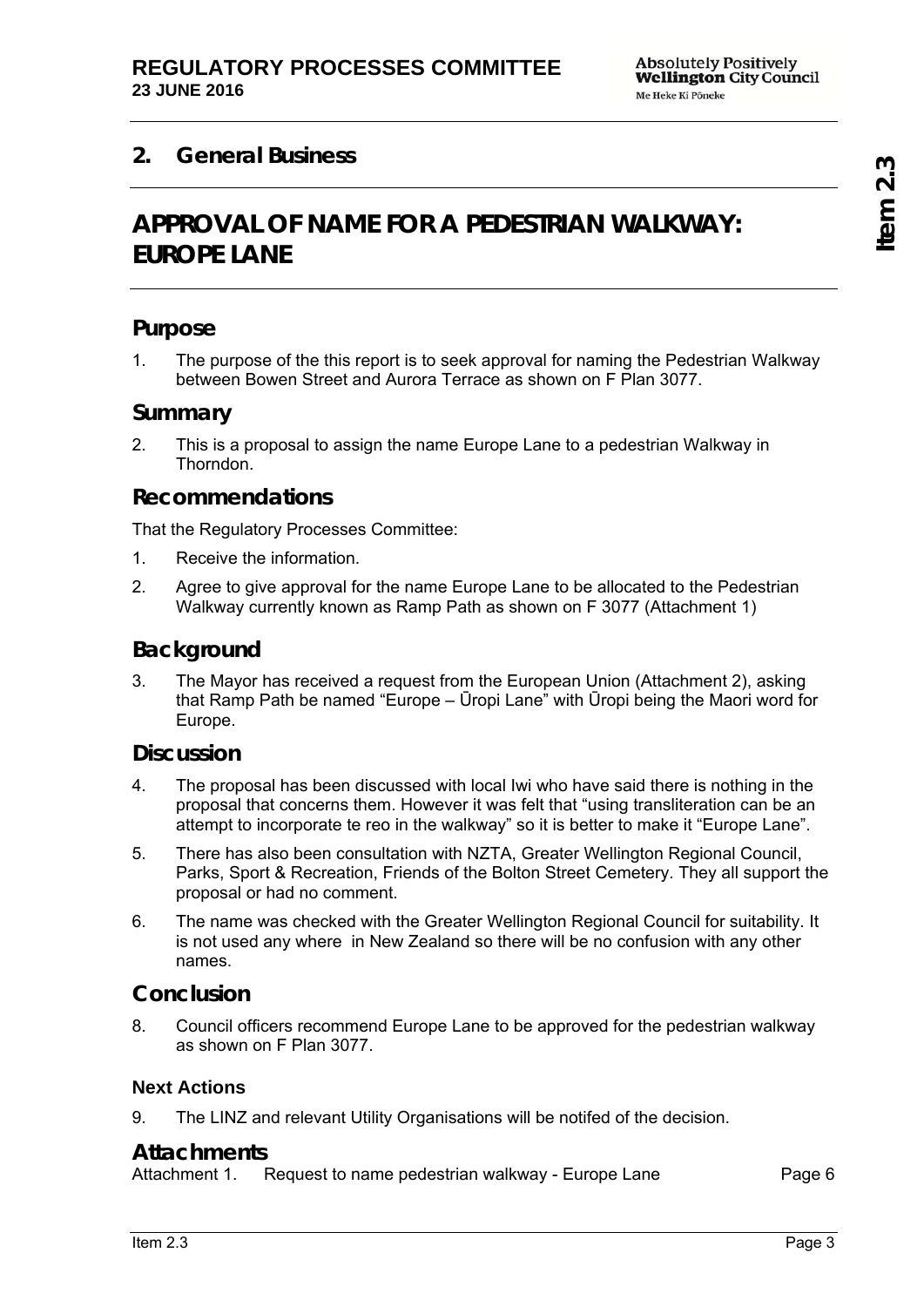## 2. General Business

# APPROVAL OF NAME FOR A PEDESTRIAN WALKWAY: EUROPE LANE

## Purpose

1. The purpose of the this report is to seek approval for naming the Pedestrian Walkway between Bowen Street and Aurora Terrace as shown on F Plan 3077.

## Summary

2. This is a proposal to assign the name Europe Lane to a pedestrian Walkway in Thorndon.

## Recommendations

That the Regulatory Processes Committee:

1. Receive the information.
2. Agree to give approval for the name Europe Lane to be allocated to the Pedestrian Walkway currently known as Ramp Path as shown on F 3077 (Attachment 1)

## Background

3. The Mayor has received a request from the European Union (Attachment 2), asking that Ramp Path be named "Europe – Ūropi Lane" with Ūropi being the Maori word for Europe.

## Discussion

4. The proposal has been discussed with local Iwi who have said there is nothing in the proposal that concerns them. However it was felt that "using transliteration can be an attempt to incorporate te reo in the walkway" so it is better to make it "Europe Lane".
5. There has also been consultation with NZTA, Greater Wellington Regional Council, Parks, Sport & Recreation, Friends of the Bolton Street Cemetery. They all support the proposal or had no comment.
6. The name was checked with the Greater Wellington Regional Council for suitability. It is not used any where in New Zealand so there will be no confusion with any other names.

## Conclusion

8. Council officers recommend Europe Lane to be approved for the pedestrian walkway as shown on F Plan 3077.

### Next Actions

9. The LINZ and relevant Utility Organisations will be notifed of the decision.

## Attachments

| | | |
|---|---|---|
| Attachment 1. | Request to name pedestrian walkway - Europe Lane | Page 6 |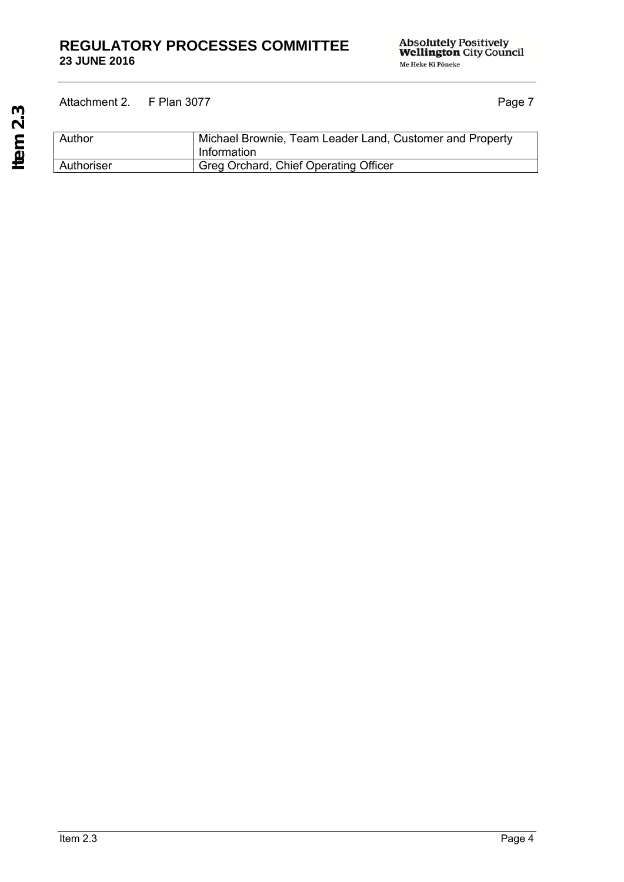Attachment 2. F Plan 3077 Page 7

| Author | Michael Brownie, Team Leader Land, Customer and Property Information |
| --- | --- |
| Authoriser | Greg Orchard, Chief Operating Officer |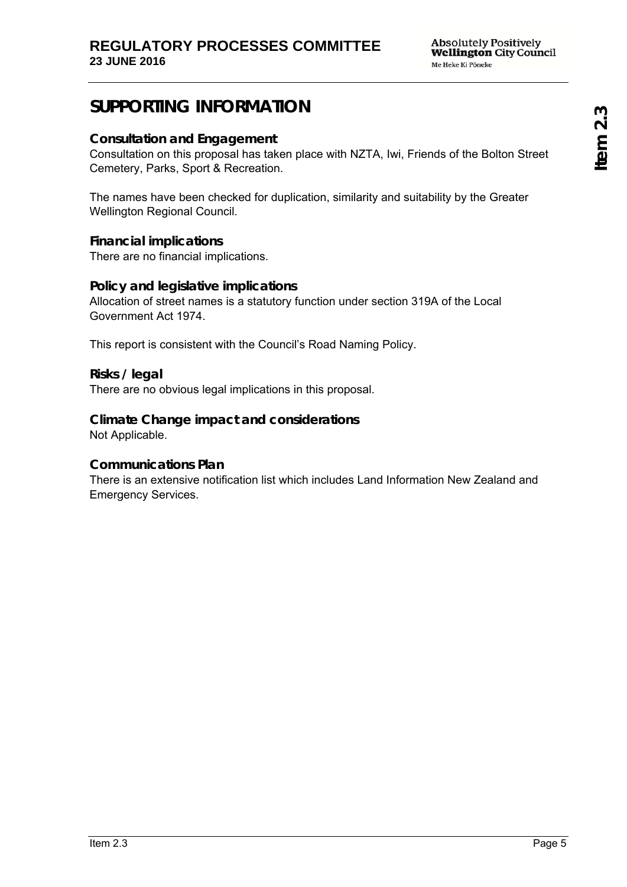# SUPPORTING INFORMATION

## Consultation and Engagement

Consultation on this proposal has taken place with NZTA, Iwi, Friends of the Bolton Street Cemetery, Parks, Sport & Recreation.

The names have been checked for duplication, similarity and suitability by the Greater Wellington Regional Council.

## Financial implications

There are no financial implications.

## Policy and legislative implications

Allocation of street names is a statutory function under section 319A of the Local Government Act 1974.

This report is consistent with the Council's Road Naming Policy.

## Risks / legal

There are no obvious legal implications in this proposal.

## Climate Change impact and considerations

Not Applicable.

## Communications Plan

There is an extensive notification list which includes Land Information New Zealand and Emergency Services.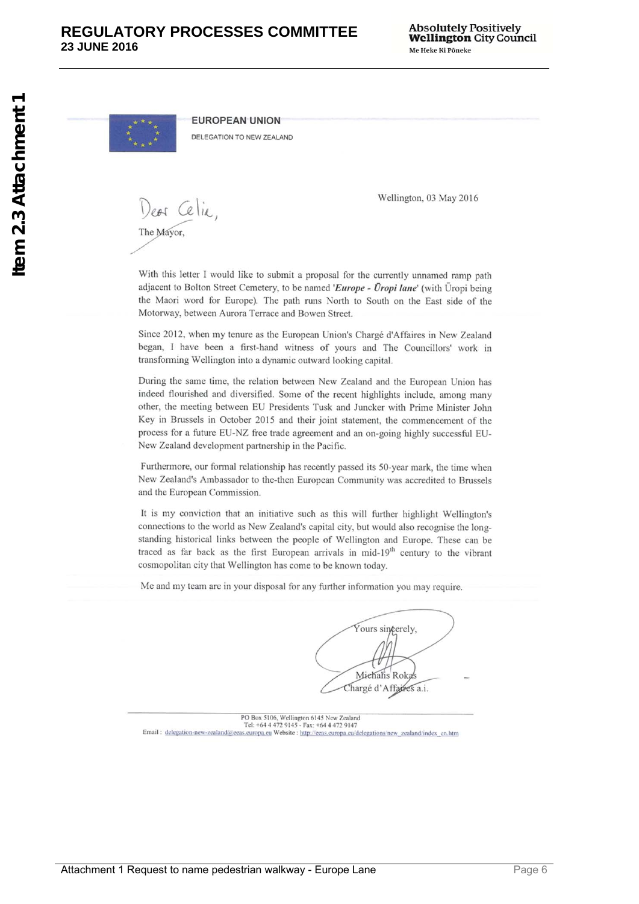**EUROPEAN UNION**

DELEGATION TO NEW ZEALAND

Wellington, 03 May 2016

Dear Celia,

The Mayor,

With this letter I would like to submit a proposal for the currently unnamed ramp path adjacent to Bolton Street Cemetery, to be named '***Europe - Ūropi lane***' (with Ūropi being the Maori word for Europe). The path runs North to South on the East side of the Motorway, between Aurora Terrace and Bowen Street.

Since 2012, when my tenure as the European Union's Chargé d'Affaires in New Zealand began, I have been a first-hand witness of yours and The Councillors' work in transforming Wellington into a dynamic outward looking capital.

During the same time, the relation between New Zealand and the European Union has indeed flourished and diversified. Some of the recent highlights include, among many other, the meeting between EU Presidents Tusk and Juncker with Prime Minister John Key in Brussels in October 2015 and their joint statement, the commencement of the process for a future EU-NZ free trade agreement and an on-going highly successful EU-New Zealand development partnership in the Pacific.

Furthermore, our formal relationship has recently passed its 50-year mark, the time when New Zealand's Ambassador to the-then European Community was accredited to Brussels and the European Commission.

It is my conviction that an initiative such as this will further highlight Wellington's connections to the world as New Zealand's capital city, but would also recognise the long-standing historical links between the people of Wellington and Europe. These can be traced as far back as the first European arrivals in mid-19th century to the vibrant cosmopolitan city that Wellington has come to be known today.

Me and my team are in your disposal for any further information you may require.

Yours sincerely,

Michalis Rokas
Chargé d'Affaires a.i.

PO Box 5106, Wellington 6145 New Zealand
Tel: +64 4 472 9145 - Fax: +64 4 472 9147
Email: delegation-new-zealand@eeas.europa.eu Website: http://eeas.europa.eu/delegations/new_zealand/index_en.htm

Attachment 1 Request to name pedestrian walkway - Europe Lane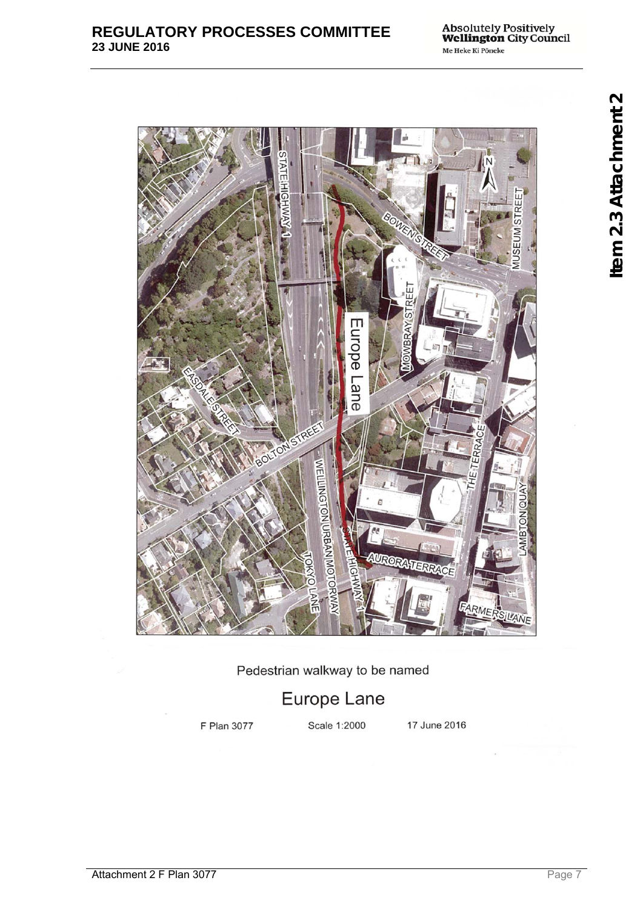STATE HIGHWAY 1

BOWEN STREET

MUSEUM STREET

MOWBRAY STREET

Europe Lane

EASDALE STREET

BOLTON STREET

THE TERRACE

LAMBTON QUAY

WELLINGTON URBAN MOTORWAY

STATE HIGHWAY 1

TOKYO LANE

AURORA TERRACE

FARMERS LANE

N

Pedestrian walkway to be named

Europe Lane

F Plan 3077 Scale 1:2000 17 June 2016